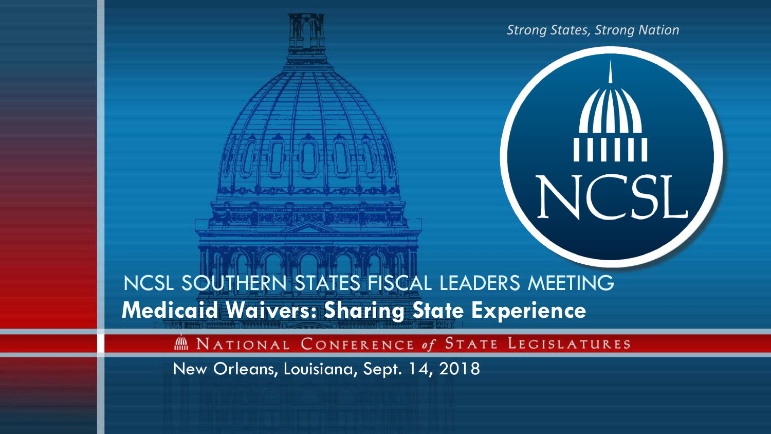*Strong States, Strong Nation*

NCSL

NCSL SOUTHERN STATES FISCAL LEADERS MEETING

# Medicaid Waivers: Sharing State Experience

NATIONAL CONFERENCE of STATE LEGISLATURES

New Orleans, Louisiana, Sept. 14, 2018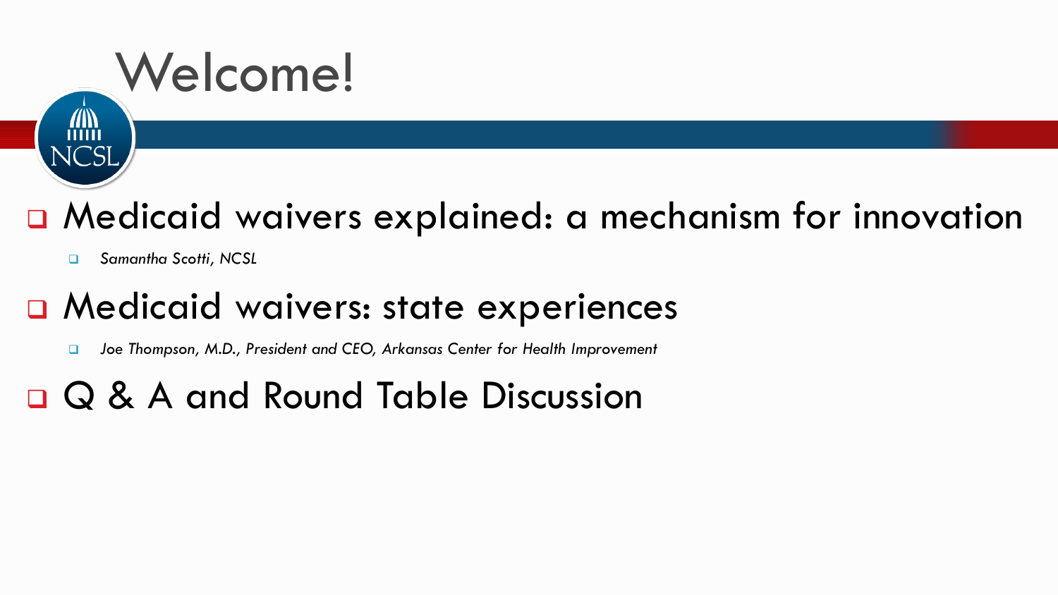# Welcome!

- Medicaid waivers explained: a mechanism for innovation
  - *Samantha Scotti, NCSL*
- Medicaid waivers: state experiences
  - *Joe Thompson, M.D., President and CEO, Arkansas Center for Health Improvement*
- Q & A and Round Table Discussion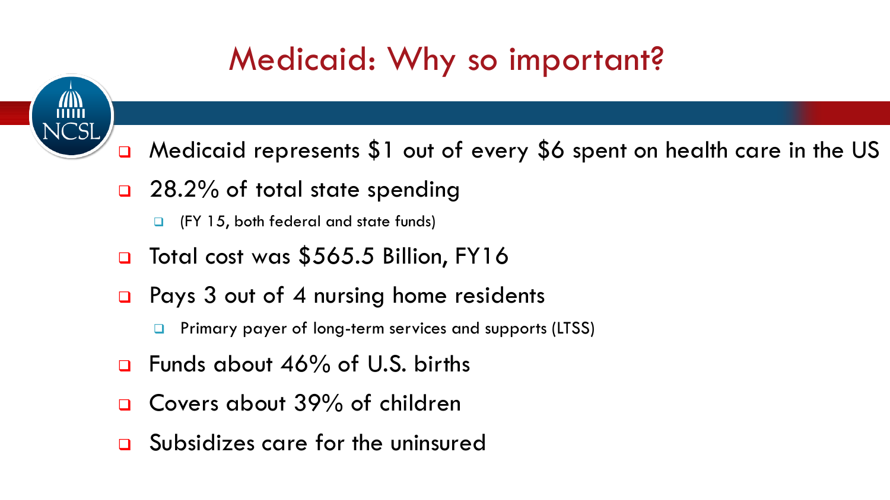# Medicaid: Why so important?

- Medicaid represents $1 out of every $6 spent on health care in the US
- 28.2% of total state spending
  - (FY 15, both federal and state funds)
- Total cost was $565.5 Billion, FY16
- Pays 3 out of 4 nursing home residents
  - Primary payer of long-term services and supports (LTSS)
- Funds about 46% of U.S. births
- Covers about 39% of children
- Subsidizes care for the uninsured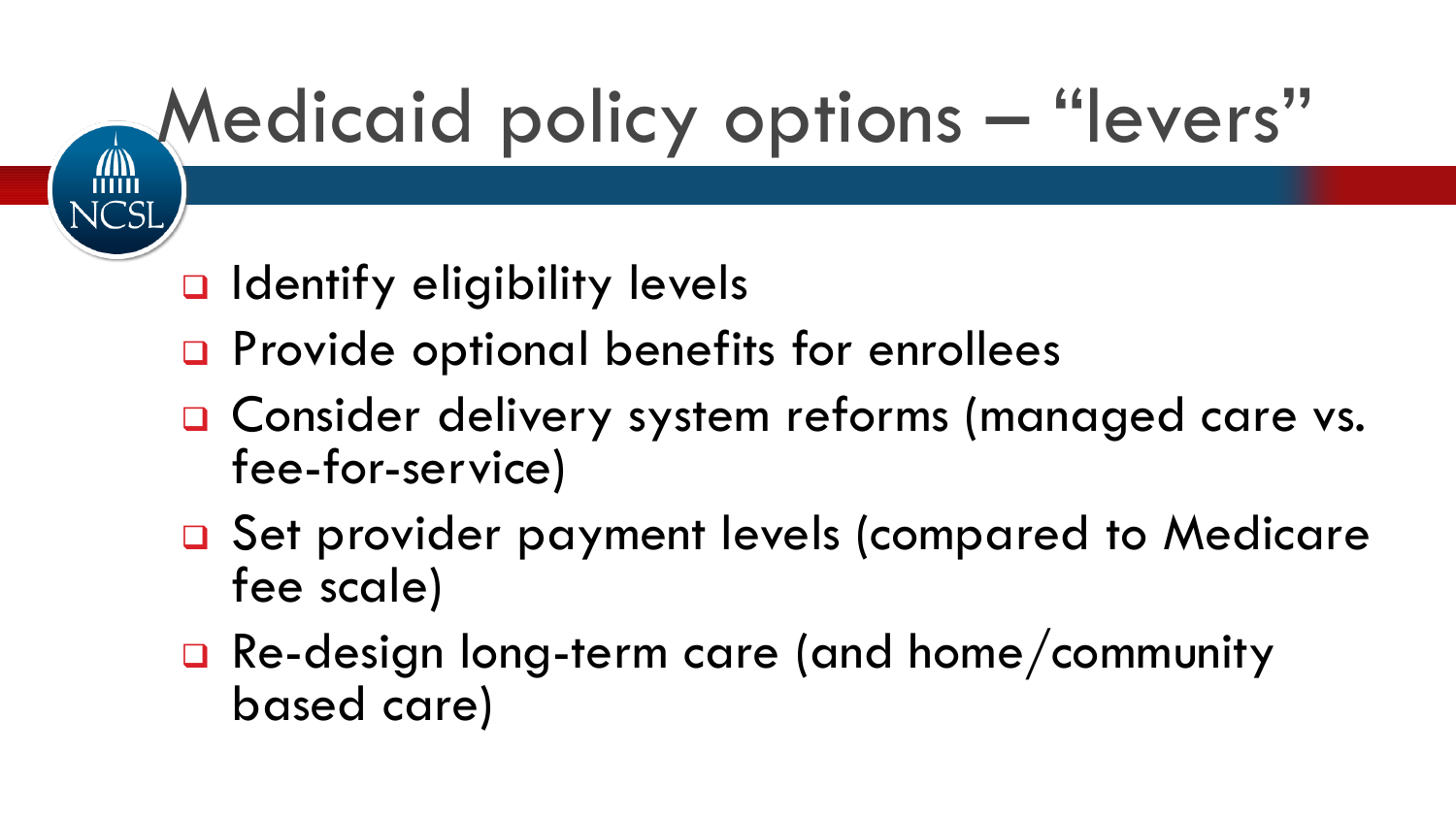# Medicaid policy options – “levers”

- Identify eligibility levels
- Provide optional benefits for enrollees
- Consider delivery system reforms (managed care vs. fee-for-service)
- Set provider payment levels (compared to Medicare fee scale)
- Re-design long-term care (and home/community based care)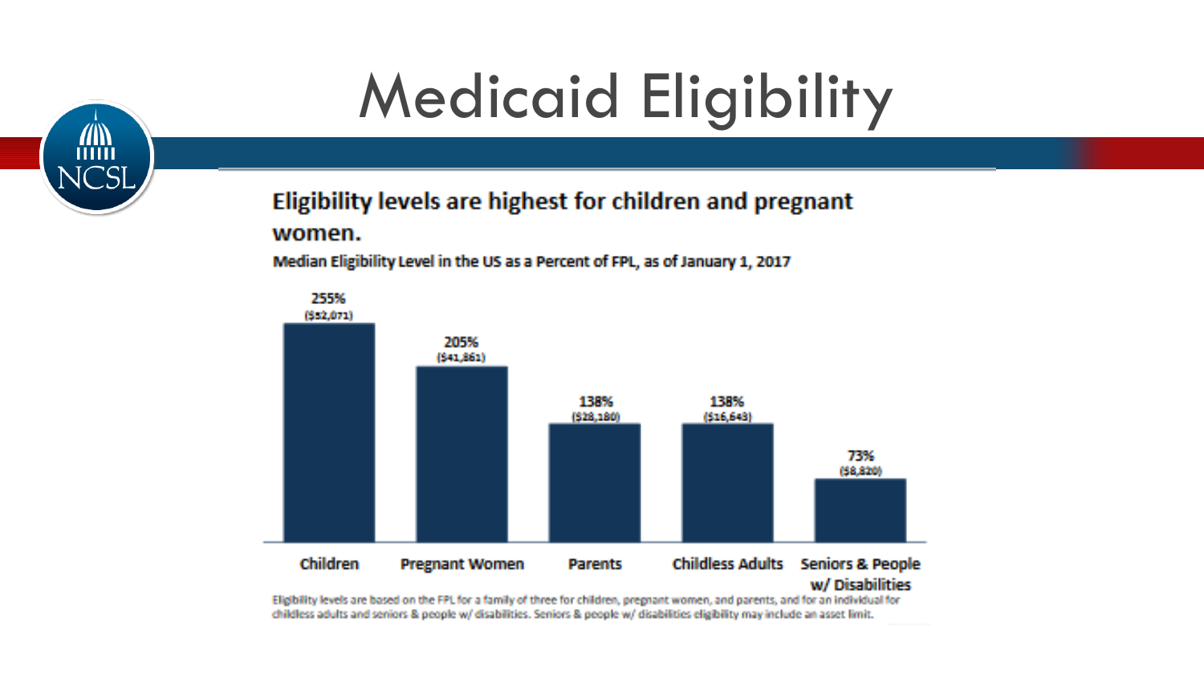# Medicaid Eligibility

**Eligibility levels are highest for children and pregnant women.**

**Median Eligibility Level in the US as a Percent of FPL, as of January 1, 2017**

| Group | Percent of FPL | Amount |
|---|---|---|
| Children | 255% | ($52,071) |
| Pregnant Women | 205% | ($41,861) |
| Parents | 138% | ($28,180) |
| Childless Adults | 138% | ($16,643) |
| Seniors & People w/ Disabilities | 73% | ($8,820) |

Eligibility levels are based on the FPL for a family of three for children, pregnant women, and parents, and for an individual for childless adults and seniors & people w/ disabilities. Seniors & people w/ disabilities eligibility may include an asset limit.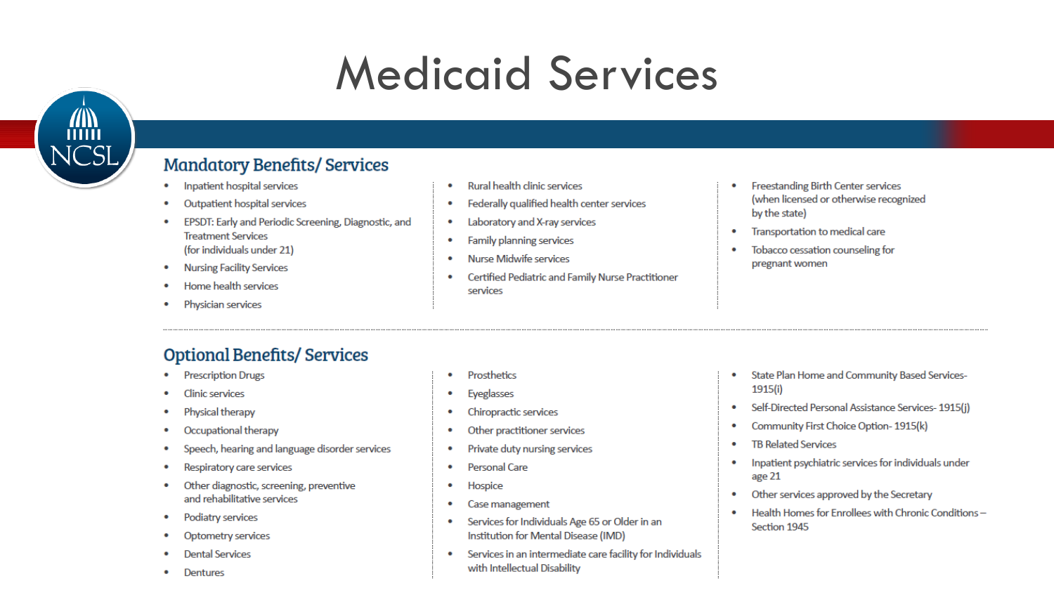# Medicaid Services

## Mandatory Benefits/ Services

- Inpatient hospital services
- Outpatient hospital services
- EPSDT: Early and Periodic Screening, Diagnostic, and Treatment Services (for individuals under 21)
- Nursing Facility Services
- Home health services
- Physician services
- Rural health clinic services
- Federally qualified health center services
- Laboratory and X-ray services
- Family planning services
- Nurse Midwife services
- Certified Pediatric and Family Nurse Practitioner services
- Freestanding Birth Center services (when licensed or otherwise recognized by the state)
- Transportation to medical care
- Tobacco cessation counseling for pregnant women

## Optional Benefits/ Services

- Prescription Drugs
- Clinic services
- Physical therapy
- Occupational therapy
- Speech, hearing and language disorder services
- Respiratory care services
- Other diagnostic, screening, preventive and rehabilitative services
- Podiatry services
- Optometry services
- Dental Services
- Dentures
- Prosthetics
- Eyeglasses
- Chiropractic services
- Other practitioner services
- Private duty nursing services
- Personal Care
- Hospice
- Case management
- Services for Individuals Age 65 or Older in an Institution for Mental Disease (IMD)
- Services in an intermediate care facility for Individuals with Intellectual Disability
- State Plan Home and Community Based Services- 1915(i)
- Self-Directed Personal Assistance Services- 1915(j)
- Community First Choice Option- 1915(k)
- TB Related Services
- Inpatient psychiatric services for individuals under age 21
- Other services approved by the Secretary
- Health Homes for Enrollees with Chronic Conditions – Section 1945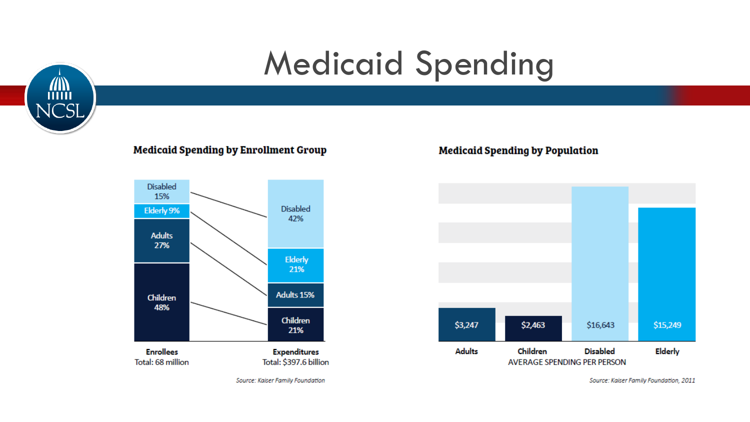# Medicaid Spending

### Medicaid Spending by Enrollment Group

| Group | Enrollees (Total: 68 million) | Expenditures (Total: $397.6 billion) |
|---|---|---|
| Disabled | 15% | 42% |
| Elderly | 9% | 21% |
| Adults | 27% | 15% |
| Children | 48% | 21% |

*Source: Kaiser Family Foundation*

### Medicaid Spending by Population

AVERAGE SPENDING PER PERSON

| Adults | Children | Disabled | Elderly |
|---|---|---|---|
| $3,247 | $2,463 | $16,643 | $15,249 |

*Source: Kaiser Family Foundation, 2011*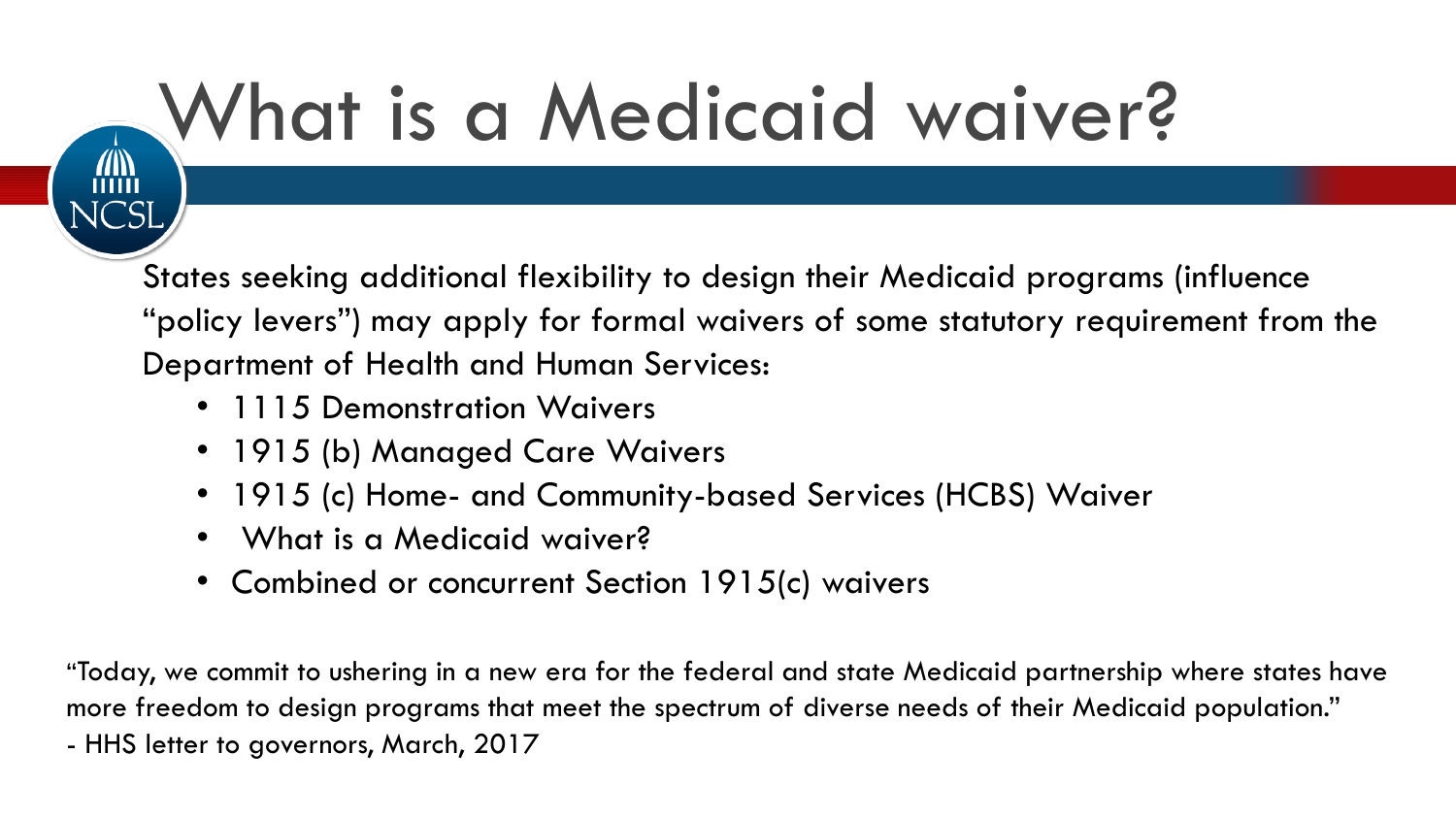# What is a Medicaid waiver?

States seeking additional flexibility to design their Medicaid programs (influence "policy levers") may apply for formal waivers of some statutory requirement from the Department of Health and Human Services:

- 1115 Demonstration Waivers
- 1915 (b) Managed Care Waivers
- 1915 (c) Home- and Community-based Services (HCBS) Waiver
- What is a Medicaid waiver?
- Combined or concurrent Section 1915(c) waivers

"Today, we commit to ushering in a new era for the federal and state Medicaid partnership where states have more freedom to design programs that meet the spectrum of diverse needs of their Medicaid population."
- HHS letter to governors, March, 2017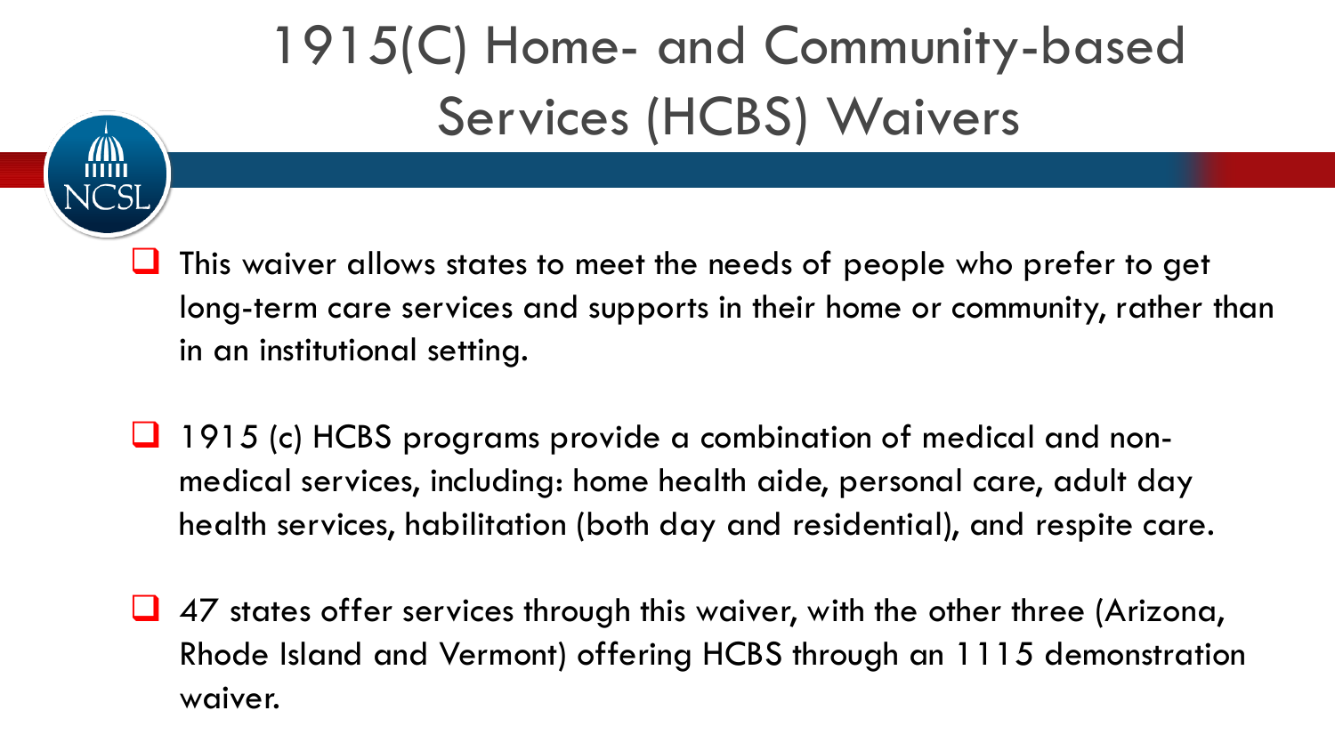# 1915(C) Home- and Community-based Services (HCBS) Waivers

- This waiver allows states to meet the needs of people who prefer to get long-term care services and supports in their home or community, rather than in an institutional setting.
- 1915 (c) HCBS programs provide a combination of medical and non-medical services, including: home health aide, personal care, adult day health services, habilitation (both day and residential), and respite care.
- 47 states offer services through this waiver, with the other three (Arizona, Rhode Island and Vermont) offering HCBS through an 1115 demonstration waiver.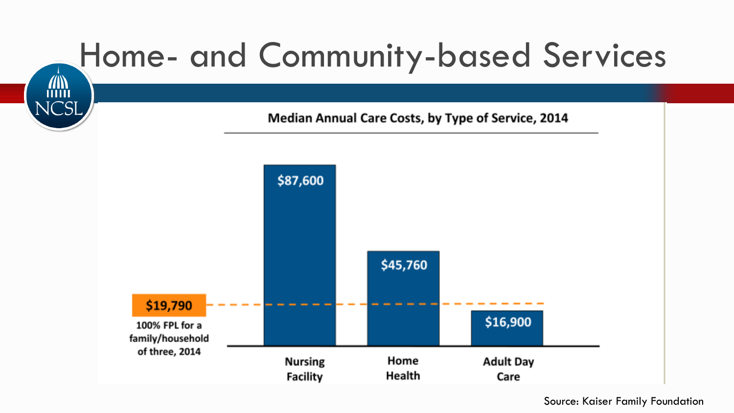# Home- and Community-based Services

**Median Annual Care Costs, by Type of Service, 2014**

| Type of Service | Median Annual Cost |
| --- | --- |
| Nursing Facility | $87,600 |
| Home Health | $45,760 |
| Adult Day Care | $16,900 |

**$19,790** — 100% FPL for a family/household of three, 2014

Source: Kaiser Family Foundation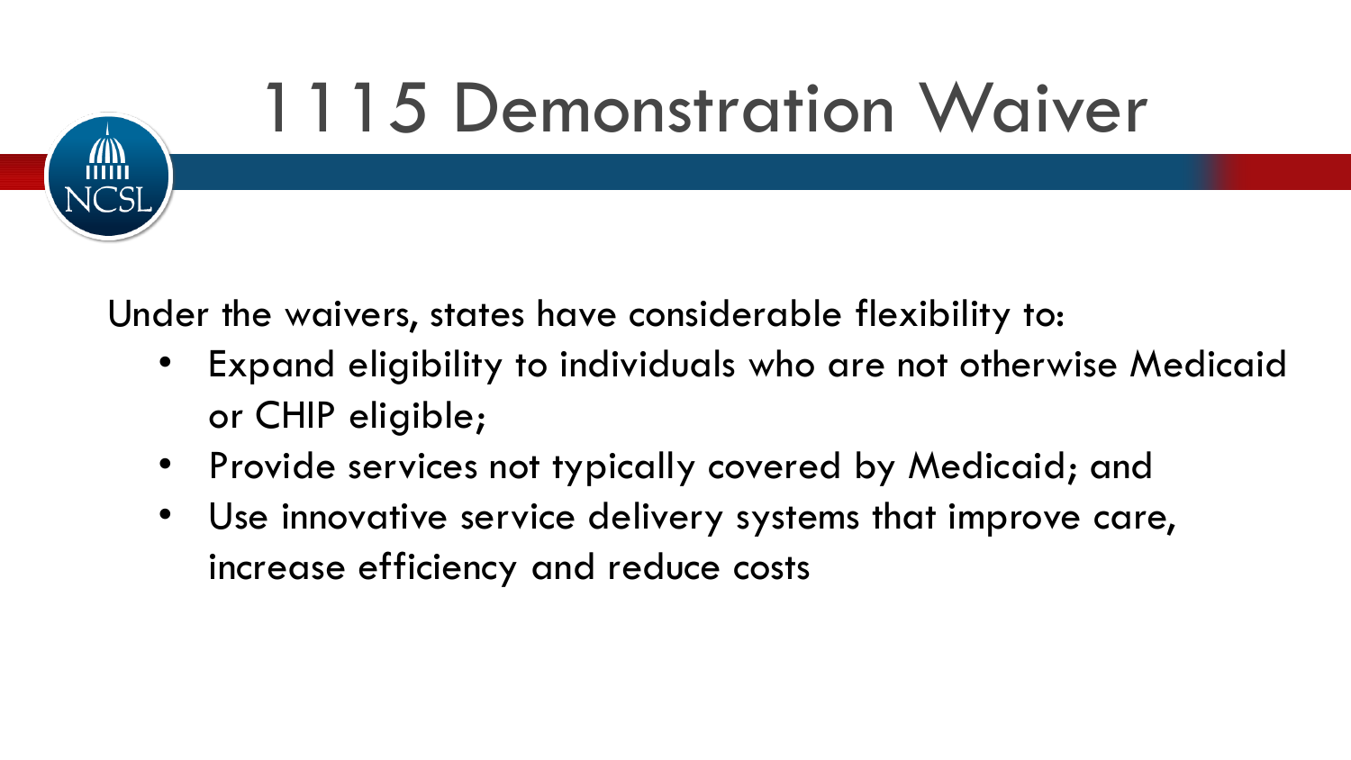# 1115 Demonstration Waiver

Under the waivers, states have considerable flexibility to:

- Expand eligibility to individuals who are not otherwise Medicaid or CHIP eligible;
- Provide services not typically covered by Medicaid; and
- Use innovative service delivery systems that improve care, increase efficiency and reduce costs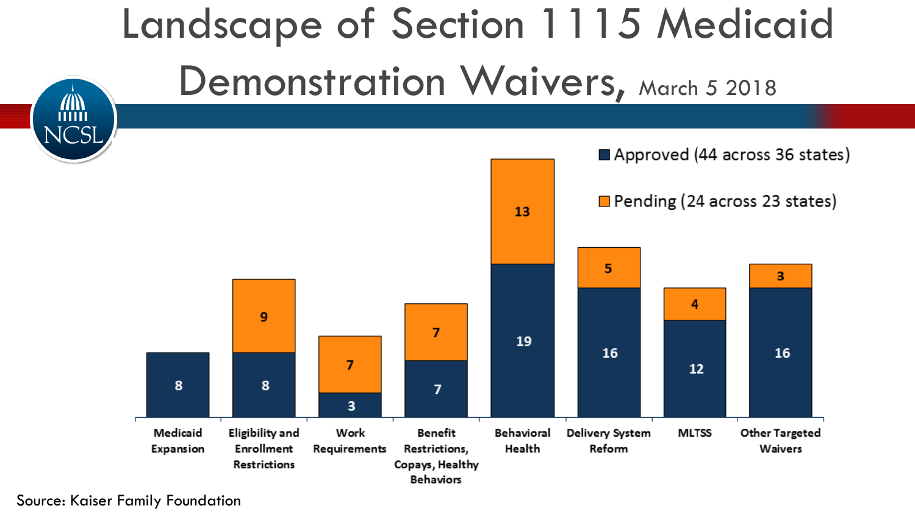# Landscape of Section 1115 Medicaid Demonstration Waivers, March 5 2018

| Category | Approved (44 across 36 states) | Pending (24 across 23 states) |
|---|---|---|
| Medicaid Expansion | 8 | |
| Eligibility and Enrollment Restrictions | 8 | 9 |
| Work Requirements | 3 | 7 |
| Benefit Restrictions, Copays, Healthy Behaviors | 7 | 7 |
| Behavioral Health | 19 | 13 |
| Delivery System Reform | 16 | 5 |
| MLTSS | 12 | 4 |
| Other Targeted Waivers | 16 | 3 |

Source: Kaiser Family Foundation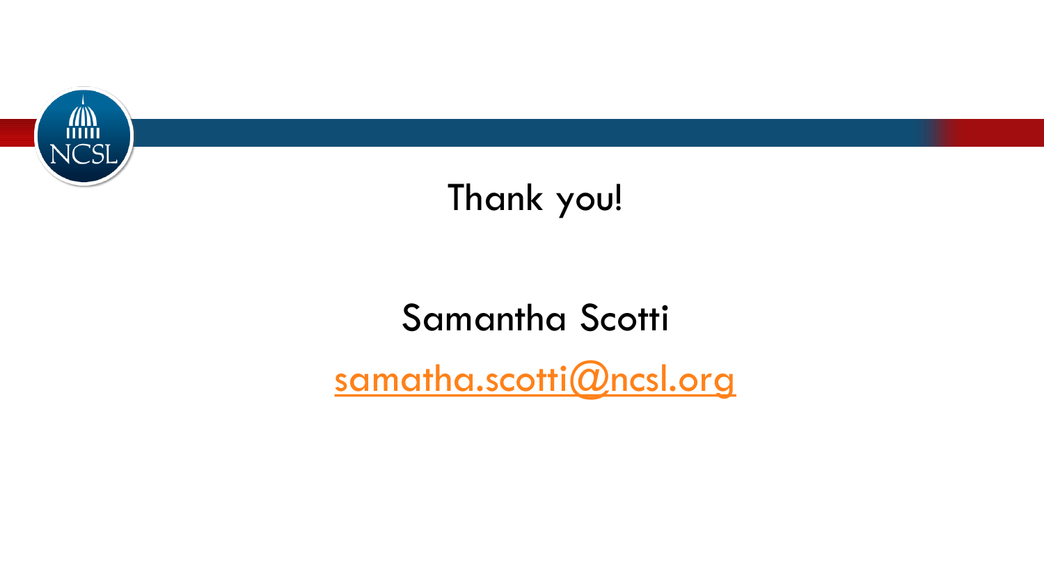Thank you!

Samantha Scotti

samatha.scotti@ncsl.org